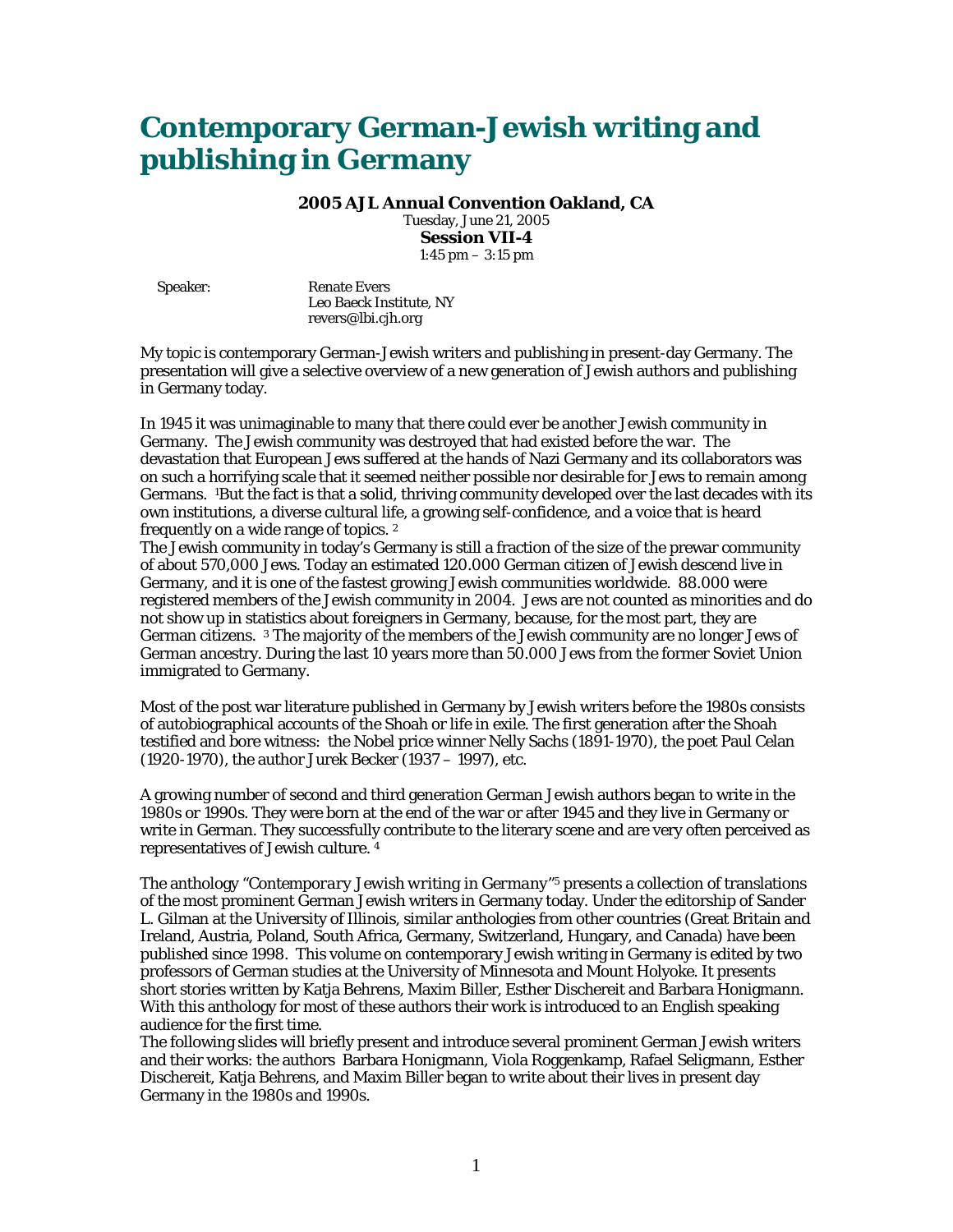# Contemporary German-Jewish writing and publishing in Germany

**2005 AJL Annual Convention Oakland, CA**
Tuesday, June 21, 2005
**Session VII-4**
1:45 pm – 3:15 pm

Speaker: Renate Evers
Leo Baeck Institute, NY
revers@lbi.cjh.org

My topic is contemporary German-Jewish writers and publishing in present-day Germany. The presentation will give a selective overview of a new generation of Jewish authors and publishing in Germany today.

In 1945 it was unimaginable to many that there could ever be another Jewish community in Germany. The Jewish community was destroyed that had existed before the war. The devastation that European Jews suffered at the hands of Nazi Germany and its collaborators was on such a horrifying scale that it seemed neither possible nor desirable for Jews to remain among Germans. [1]But the fact is that a solid, thriving community developed over the last decades with its own institutions, a diverse cultural life, a growing self-confidence, and a voice that is heard frequently on a wide range of topics. [2]

The Jewish community in today's Germany is still a fraction of the size of the prewar community of about 570,000 Jews. Today an estimated 120.000 German citizen of Jewish descend live in Germany, and it is one of the fastest growing Jewish communities worldwide. 88.000 were registered members of the Jewish community in 2004. Jews are not counted as minorities and do not show up in statistics about foreigners in Germany, because, for the most part, they are German citizens. [3] The majority of the members of the Jewish community are no longer Jews of German ancestry. During the last 10 years more than 50.000 Jews from the former Soviet Union immigrated to Germany.

Most of the post war literature published in Germany by Jewish writers before the 1980s consists of autobiographical accounts of the Shoah or life in exile. The first generation after the Shoah testified and bore witness: the Nobel price winner Nelly Sachs (1891-1970), the poet Paul Celan (1920-1970), the author Jurek Becker (1937 – 1997), etc.

A growing number of second and third generation German Jewish authors began to write in the 1980s or 1990s. They were born at the end of the war or after 1945 and they live in Germany or write in German. They successfully contribute to the literary scene and are very often perceived as representatives of Jewish culture. [4]

The anthology "*Contemporary Jewish writing in Germany*"[5] presents a collection of translations of the most prominent German Jewish writers in Germany today. Under the editorship of Sander L. Gilman at the University of Illinois, similar anthologies from other countries (Great Britain and Ireland, Austria, Poland, South Africa, Germany, Switzerland, Hungary, and Canada) have been published since 1998. This volume on contemporary Jewish writing in Germany is edited by two professors of German studies at the University of Minnesota and Mount Holyoke. It presents short stories written by Katja Behrens, Maxim Biller, Esther Dischereit and Barbara Honigmann. With this anthology for most of these authors their work is introduced to an English speaking audience for the first time.

The following slides will briefly present and introduce several prominent German Jewish writers and their works: the authors Barbara Honigmann, Viola Roggenkamp, Rafael Seligmann, Esther Dischereit, Katja Behrens, and Maxim Biller began to write about their lives in present day Germany in the 1980s and 1990s.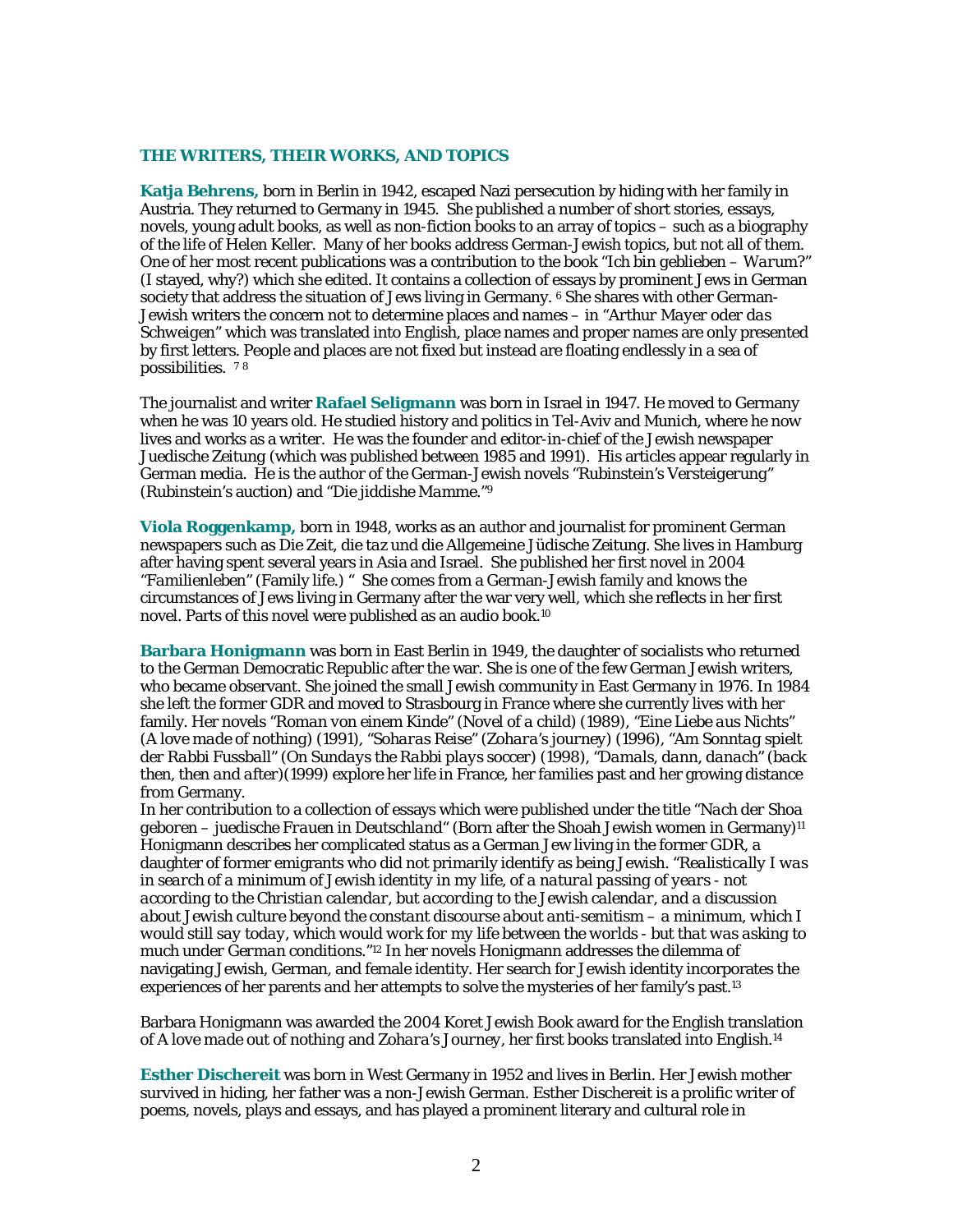### THE WRITERS, THEIR WORKS, AND TOPICS

**Katja Behrens,** born in Berlin in 1942, escaped Nazi persecution by hiding with her family in Austria. They returned to Germany in 1945. She published a number of short stories, essays, novels, young adult books, as well as non-fiction books to an array of topics – such as a biography of the life of Helen Keller. Many of her books address German-Jewish topics, but not all of them. One of her most recent publications was a contribution to the book "*Ich bin geblieben – Warum?*" (I stayed, why?) which she edited. It contains a collection of essays by prominent Jews in German society that address the situation of Jews living in Germany. [6] She shares with other German-Jewish writers the concern not to determine places and names – in "*Arthur Mayer oder das Schweigen*" which was translated into English, place names and proper names are only presented by first letters. People and places are not fixed but instead are floating endlessly in a sea of possibilities. [7] [8]

The journalist and writer **Rafael Seligmann** was born in Israel in 1947. He moved to Germany when he was 10 years old. He studied history and politics in Tel-Aviv and Munich, where he now lives and works as a writer. He was the founder and editor-in-chief of the Jewish newspaper *Juedische Zeitung* (which was published between 1985 and 1991). His articles appear regularly in German media. He is the author of the German-Jewish novels "*Rubinstein's Versteigerung*" (Rubinstein's auction) and "*Die jiddishe Mamme*."[9]

**Viola Roggenkamp,** born in 1948, works as an author and journalist for prominent German newspapers such as Die Zeit, die taz und die Allgemeine Jüdische Zeitung. She lives in Hamburg after having spent several years in Asia and Israel. She published her first novel in 2004 "*Familienleben*" (Family life.) " She comes from a German-Jewish family and knows the circumstances of Jews living in Germany after the war very well, which she reflects in her first novel. Parts of this novel were published as an audio book.[10]

**Barbara Honigmann** was born in East Berlin in 1949, the daughter of socialists who returned to the German Democratic Republic after the war. She is one of the few German Jewish writers, who became observant. She joined the small Jewish community in East Germany in 1976. In 1984 she left the former GDR and moved to Strasbourg in France where she currently lives with her family. Her novels "*Roman von einem Kinde*" (Novel of a child) (1989), "*Eine Liebe aus Nichts*" (*A love made of nothing*) (1991), "*Soharas Reise*" (*Zohara's journey*) (1996), "*Am Sonntag spielt der Rabbi Fussball*" (*On Sundays the Rabbi plays soccer*) (1998), "*Damals, dann, danach*" (*back then, then and after*)(1999) explore her life in France, her families past and her growing distance from Germany.

In her contribution to a collection of essays which were published under the title "*Nach der Shoa geboren – juedische Frauen in Deutschland*" (Born after the Shoah Jewish women in Germany)[11] Honigmann describes her complicated status as a German Jew living in the former GDR, a daughter of former emigrants who did not primarily identify as being Jewish. "*Realistically I was in search of a minimum of Jewish identity in my life, of a natural passing of years - not according to the Christian calendar, but according to the Jewish calendar, and a discussion about Jewish culture beyond the constant discourse about anti-semitism – a minimum, which I would still say today, which would work for my life between the worlds - but that was asking to much under German conditions.*"[12] In her novels Honigmann addresses the dilemma of navigating Jewish, German, and female identity. Her search for Jewish identity incorporates the experiences of her parents and her attempts to solve the mysteries of her family's past.[13]

Barbara Honigmann was awarded the 2004 Koret Jewish Book award for the English translation of *A love made out of nothing* and *Zohara's Journey*, her first books translated into English.[14]

**Esther Dischereit** was born in West Germany in 1952 and lives in Berlin. Her Jewish mother survived in hiding, her father was a non-Jewish German. Esther Dischereit is a prolific writer of poems, novels, plays and essays, and has played a prominent literary and cultural role in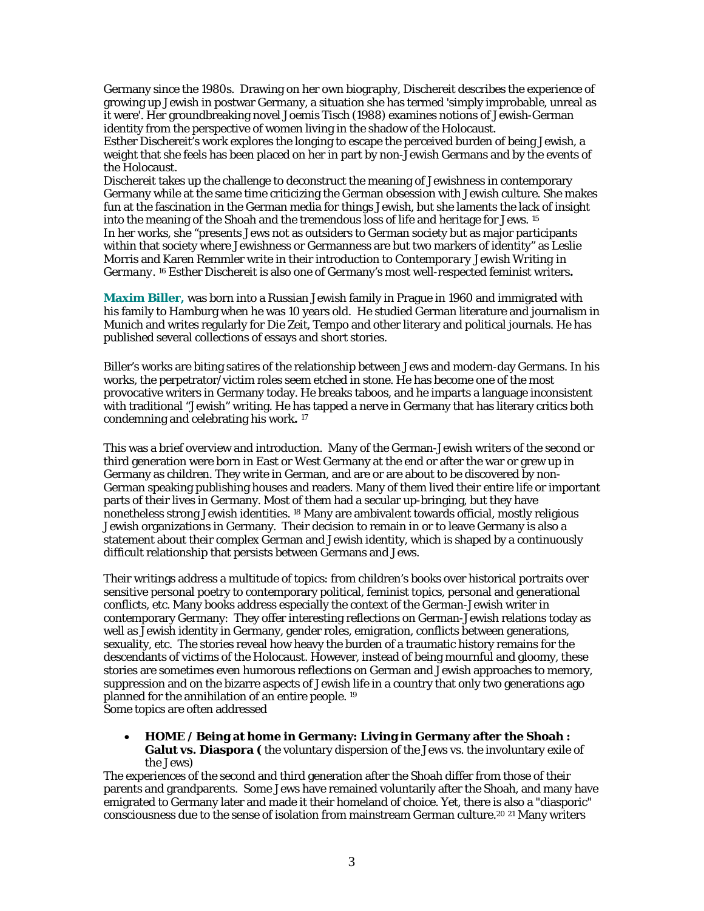Germany since the 1980s. Drawing on her own biography, Dischereit describes the experience of growing up Jewish in postwar Germany, a situation she has termed 'simply improbable, unreal as it were'. Her groundbreaking novel Joemis Tisch (1988) examines notions of Jewish-German identity from the perspective of women living in the shadow of the Holocaust.
Esther Dischereit's work explores the longing to escape the perceived burden of being Jewish, a weight that she feels has been placed on her in part by non-Jewish Germans and by the events of the Holocaust.
Dischereit takes up the challenge to deconstruct the meaning of Jewishness in contemporary Germany while at the same time criticizing the German obsession with Jewish culture. She makes fun at the fascination in the German media for things Jewish, but she laments the lack of insight into the meaning of the Shoah and the tremendous loss of life and heritage for Jews. [15]
In her works, she "presents Jews not as outsiders to German society but as major participants within that society where Jewishness or Germanness are but two markers of identity" as Leslie Morris and Karen Remmler write in their introduction to *Contemporary Jewish Writing in Germany*. [16] Esther Dischereit is also one of Germany's most well-respected feminist writers**.**

**Maxim Biller,** was born into a Russian Jewish family in Prague in 1960 and immigrated with his family to Hamburg when he was 10 years old. He studied German literature and journalism in Munich and writes regularly for Die Zeit, Tempo and other literary and political journals. He has published several collections of essays and short stories.

Biller's works are biting satires of the relationship between Jews and modern-day Germans. In his works, the perpetrator/victim roles seem etched in stone. He has become one of the most provocative writers in Germany today. He breaks taboos, and he imparts a language inconsistent with traditional "Jewish" writing. He has tapped a nerve in Germany that has literary critics both condemning and celebrating his work**.** [17]

This was a brief overview and introduction. Many of the German-Jewish writers of the second or third generation were born in East or West Germany at the end or after the war or grew up in Germany as children. They write in German, and are or are about to be discovered by non-German speaking publishing houses and readers. Many of them lived their entire life or important parts of their lives in Germany. Most of them had a secular up-bringing, but they have nonetheless strong Jewish identities. [18] Many are ambivalent towards official, mostly religious Jewish organizations in Germany. Their decision to remain in or to leave Germany is also a statement about their complex German and Jewish identity, which is shaped by a continuously difficult relationship that persists between Germans and Jews.

Their writings address a multitude of topics: from children's books over historical portraits over sensitive personal poetry to contemporary political, feminist topics, personal and generational conflicts, etc. Many books address especially the context of the German-Jewish writer in contemporary Germany: They offer interesting reflections on German-Jewish relations today as well as Jewish identity in Germany, gender roles, emigration, conflicts between generations, sexuality, etc. The stories reveal how heavy the burden of a traumatic history remains for the descendants of victims of the Holocaust. However, instead of being mournful and gloomy, these stories are sometimes even humorous reflections on German and Jewish approaches to memory, suppression and on the bizarre aspects of Jewish life in a country that only two generations ago planned for the annihilation of an entire people. [19]
Some topics are often addressed

- **HOME / Being at home in Germany: Living in Germany after the Shoah : Galut vs. Diaspora (** the voluntary dispersion of the Jews vs. the involuntary exile of the Jews)

The experiences of the second and third generation after the Shoah differ from those of their parents and grandparents. Some Jews have remained voluntarily after the Shoah, and many have emigrated to Germany later and made it their homeland of choice. Yet, there is also a "diasporic" consciousness due to the sense of isolation from mainstream German culture.[20] [21] Many writers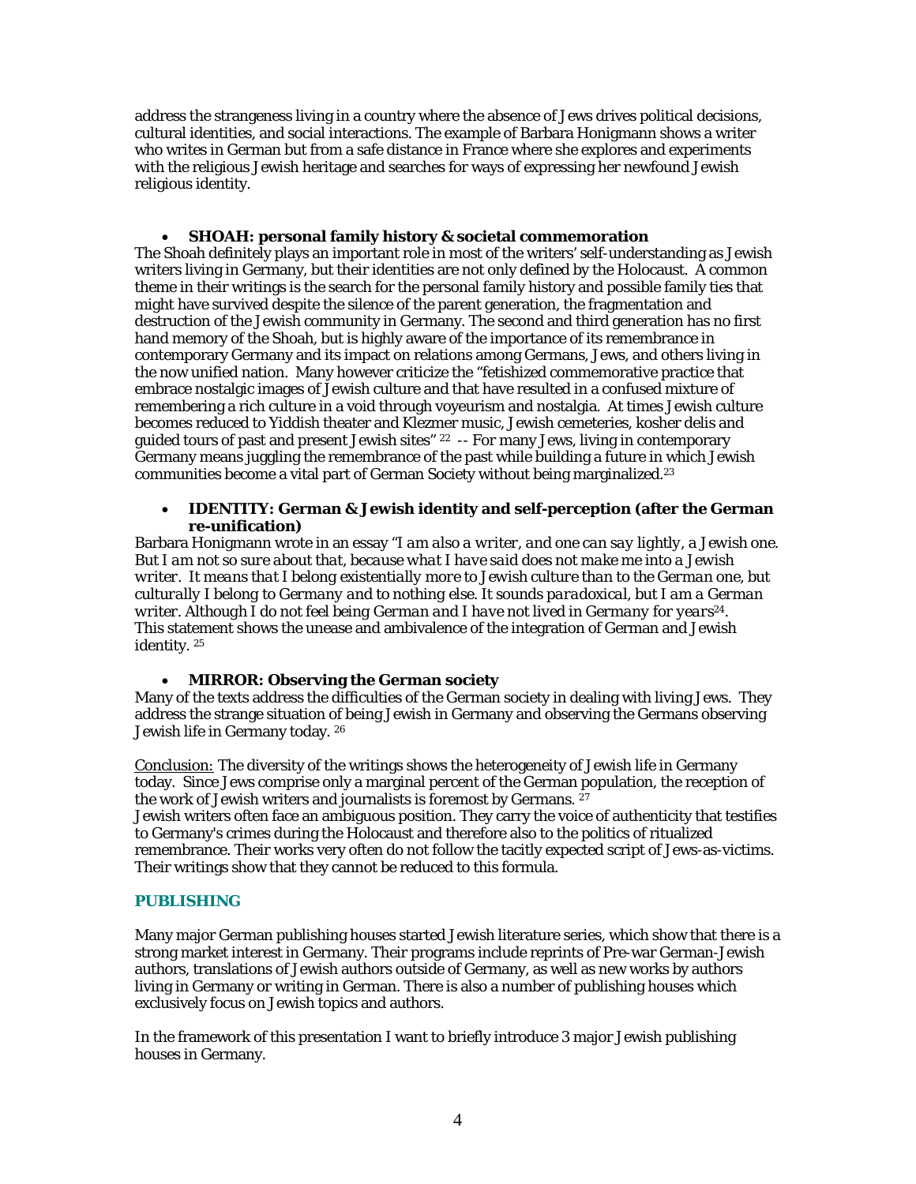address the strangeness living in a country where the absence of Jews drives political decisions, cultural identities, and social interactions. The example of Barbara Honigmann shows a writer who writes in German but from a safe distance in France where she explores and experiments with the religious Jewish heritage and searches for ways of expressing her newfound Jewish religious identity.

- **SHOAH: personal family history & societal commemoration**

The Shoah definitely plays an important role in most of the writers' self-understanding as Jewish writers living in Germany, but their identities are not only defined by the Holocaust. A common theme in their writings is the search for the personal family history and possible family ties that might have survived despite the silence of the parent generation, the fragmentation and destruction of the Jewish community in Germany. The second and third generation has no first hand memory of the Shoah, but is highly aware of the importance of its remembrance in contemporary Germany and its impact on relations among Germans, Jews, and others living in the now unified nation. Many however criticize the "fetishized commemorative practice that embrace nostalgic images of Jewish culture and that have resulted in a confused mixture of remembering a rich culture in a void through voyeurism and nostalgia. At times Jewish culture becomes reduced to Yiddish theater and Klezmer music, Jewish cemeteries, kosher delis and guided tours of past and present Jewish sites" [22] -- For many Jews, living in contemporary Germany means juggling the remembrance of the past while building a future in which Jewish communities become a vital part of German Society without being marginalized.[23]

- **IDENTITY: German & Jewish identity and self-perception (after the German re-unification)**

Barbara Honigmann wrote in an essay "*I am also a writer, and one can say lightly, a Jewish one. But I am not so sure about that, because what I have said does not make me into a Jewish writer. It means that I belong existentially more to Jewish culture than to the German one, but culturally I belong to Germany and to nothing else. It sounds paradoxical, but I am a German writer. Although I do not feel being German and I have not lived in Germany for years*[24]. This statement shows the unease and ambivalence of the integration of German and Jewish identity. [25]

- **MIRROR: Observing the German society**

Many of the texts address the difficulties of the German society in dealing with living Jews. They address the strange situation of being Jewish in Germany and observing the Germans observing Jewish life in Germany today. [26]

Conclusion: The diversity of the writings shows the heterogeneity of Jewish life in Germany today. Since Jews comprise only a marginal percent of the German population, the reception of the work of Jewish writers and journalists is foremost by Germans. [27]
Jewish writers often face an ambiguous position. They carry the voice of authenticity that testifies to Germany's crimes during the Holocaust and therefore also to the politics of ritualized remembrance. Their works very often do not follow the tacitly expected script of Jews-as-victims. Their writings show that they cannot be reduced to this formula.

## PUBLISHING

Many major German publishing houses started Jewish literature series, which show that there is a strong market interest in Germany. Their programs include reprints of Pre-war German-Jewish authors, translations of Jewish authors outside of Germany, as well as new works by authors living in Germany or writing in German. There is also a number of publishing houses which exclusively focus on Jewish topics and authors.

In the framework of this presentation I want to briefly introduce 3 major Jewish publishing houses in Germany.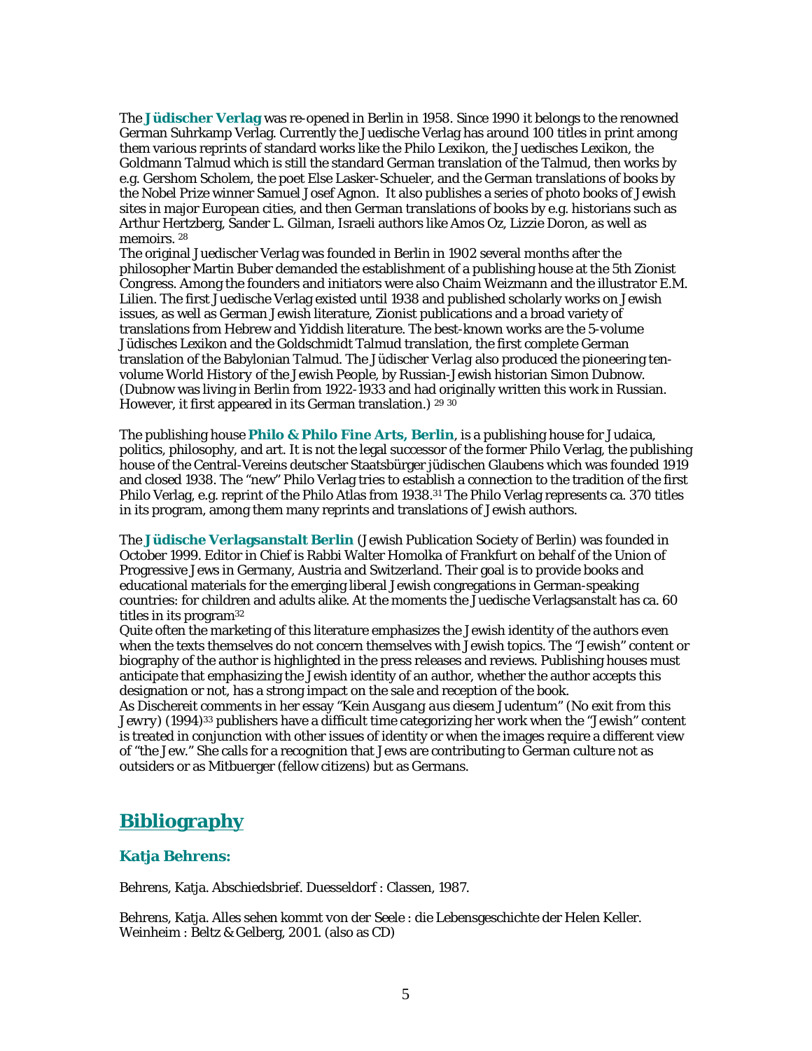The **Jüdischer Verlag** was re-opened in Berlin in 1958. Since 1990 it belongs to the renowned German Suhrkamp Verlag. Currently the Juedische Verlag has around 100 titles in print among them various reprints of standard works like the Philo Lexikon, the Juedisches Lexikon, the Goldmann Talmud which is still the standard German translation of the Talmud, then works by e.g. Gershom Scholem, the poet Else Lasker-Schueler, and the German translations of books by the Nobel Prize winner Samuel Josef Agnon. It also publishes a series of photo books of Jewish sites in major European cities, and then German translations of books by e.g. historians such as Arthur Hertzberg, Sander L. Gilman, Israeli authors like Amos Oz, Lizzie Doron, as well as memoirs. [28]

The original Juedischer Verlag was founded in Berlin in 1902 several months after the philosopher Martin Buber demanded the establishment of a publishing house at the 5th Zionist Congress. Among the founders and initiators were also Chaim Weizmann and the illustrator E.M. Lilien. The first Juedische Verlag existed until 1938 and published scholarly works on Jewish issues, as well as German Jewish literature, Zionist publications and a broad variety of translations from Hebrew and Yiddish literature. The best-known works are the 5-volume Jüdisches Lexikon and the Goldschmidt Talmud translation, the first complete German translation of the Babylonian Talmud. The Jüdischer Verlag also produced the pioneering ten-volume World History of the Jewish People, by Russian-Jewish historian Simon Dubnow. (Dubnow was living in Berlin from 1922-1933 and had originally written this work in Russian. However, it first appeared in its German translation.) [29] [30]

The publishing house **Philo & Philo Fine Arts, Berlin**, is a publishing house for Judaica, politics, philosophy, and art. It is not the legal successor of the former Philo Verlag, the publishing house of the Central-Vereins deutscher Staatsbürger jüdischen Glaubens which was founded 1919 and closed 1938. The "new" Philo Verlag tries to establish a connection to the tradition of the first Philo Verlag, e.g. reprint of the Philo Atlas from 1938.[31] The Philo Verlag represents ca. 370 titles in its program, among them many reprints and translations of Jewish authors.

The **Jüdische Verlagsanstalt Berlin** (Jewish Publication Society of Berlin) was founded in October 1999. Editor in Chief is Rabbi Walter Homolka of Frankfurt on behalf of the Union of Progressive Jews in Germany, Austria and Switzerland. Their goal is to provide books and educational materials for the emerging liberal Jewish congregations in German-speaking countries: for children and adults alike. At the moments the Juedische Verlagsanstalt has ca. 60 titles in its program[32]

Quite often the marketing of this literature emphasizes the Jewish identity of the authors even when the texts themselves do not concern themselves with Jewish topics. The "Jewish" content or biography of the author is highlighted in the press releases and reviews. Publishing houses must anticipate that emphasizing the Jewish identity of an author, whether the author accepts this designation or not, has a strong impact on the sale and reception of the book.

As Dischereit comments in her essay "*Kein Ausgang aus diesem Judentum*" (*No exit from this Jewry*) (1994)[33] publishers have a difficult time categorizing her work when the "Jewish" content is treated in conjunction with other issues of identity or when the images require a different view of "the Jew." She calls for a recognition that Jews are contributing to German culture not as outsiders or as Mitbuerger (fellow citizens) but as Germans.

## Bibliography

### Katja Behrens:

Behrens, Katja. Abschiedsbrief. Duesseldorf : Classen, 1987.

Behrens, Katja. Alles sehen kommt von der Seele : die Lebensgeschichte der Helen Keller. Weinheim : Beltz & Gelberg, 2001. (also as CD)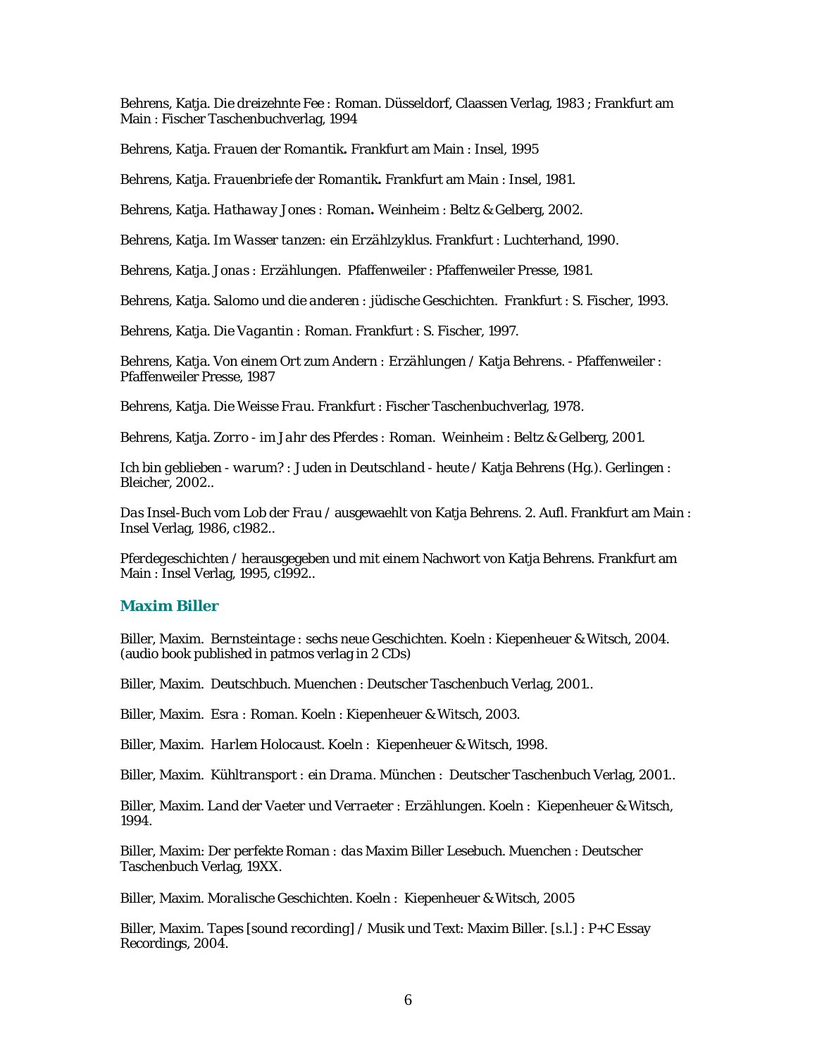Behrens, Katja. *Die dreizehnte Fee : Roman.* Düsseldorf, Claassen Verlag, 1983 ; Frankfurt am Main : Fischer Taschenbuchverlag, 1994

Behrens, Katja. *Frauen der Romantik***.** Frankfurt am Main : Insel, 1995

Behrens, Katja. *Frauenbriefe der Romantik***.** Frankfurt am Main : Insel, 1981.

Behrens, Katja. *Hathaway Jones : Roman***.** Weinheim : Beltz & Gelberg, 2002.

Behrens, Katja. *Im Wasser tanzen: ein Erzählzyklus.* Frankfurt : Luchterhand, 1990.

Behrens, Katja. *Jonas : Erzählungen.* Pfaffenweiler : Pfaffenweiler Presse, 1981.

Behrens, Katja. *Salomo und die anderen : jüdische Geschichten.* Frankfurt : S. Fischer, 1993.

Behrens, Katja. *Die Vagantin : Roman.* Frankfurt : S. Fischer, 1997.

Behrens, Katja. *Von einem Ort zum Andern : Erzählungen* / Katja Behrens. - Pfaffenweiler : Pfaffenweiler Presse, 1987

Behrens, Katja. *Die Weisse Frau.* Frankfurt : Fischer Taschenbuchverlag, 1978.

Behrens, Katja. *Zorro - im Jahr des Pferdes : Roman.* Weinheim : Beltz & Gelberg, 2001.

*Ich bin geblieben - warum? : Juden in Deutschland - heute* / Katja Behrens (Hg.). Gerlingen : Bleicher, 2002..

*Das Insel-Buch vom Lob der Frau* / ausgewaehlt von Katja Behrens. 2. Aufl. Frankfurt am Main : Insel Verlag, 1986, c1982..

*Pferdegeschichten* / herausgegeben und mit einem Nachwort von Katja Behrens. Frankfurt am Main : Insel Verlag, 1995, c1992..

## Maxim Biller

Biller, Maxim. *Bernsteintage : sechs neue Geschichten.* Koeln : Kiepenheuer & Witsch, 2004. (audio book published in patmos verlag in 2 CDs)

Biller, Maxim. *Deutschbuch.* Muenchen : Deutscher Taschenbuch Verlag, 2001..

Biller, Maxim. *Esra : Roman.* Koeln : Kiepenheuer & Witsch, 2003.

Biller, Maxim. *Harlem Holocaust.* Koeln : Kiepenheuer & Witsch, 1998.

Biller, Maxim. *Kühltransport : ein Drama.* München : Deutscher Taschenbuch Verlag, 2001..

Biller, Maxim. *Land der Vaeter und Verraeter : Erzählungen.* Koeln : Kiepenheuer & Witsch, 1994.

Biller, Maxim: *Der perfekte Roman : das Maxim Biller Lesebuch.* Muenchen : Deutscher Taschenbuch Verlag, 19XX.

Biller, Maxim. *Moralische Geschichten.* Koeln : Kiepenheuer & Witsch, 2005

Biller, Maxim. *Tapes [sound recording]* / Musik und Text: Maxim Biller. [s.l.] : P+C Essay Recordings, 2004.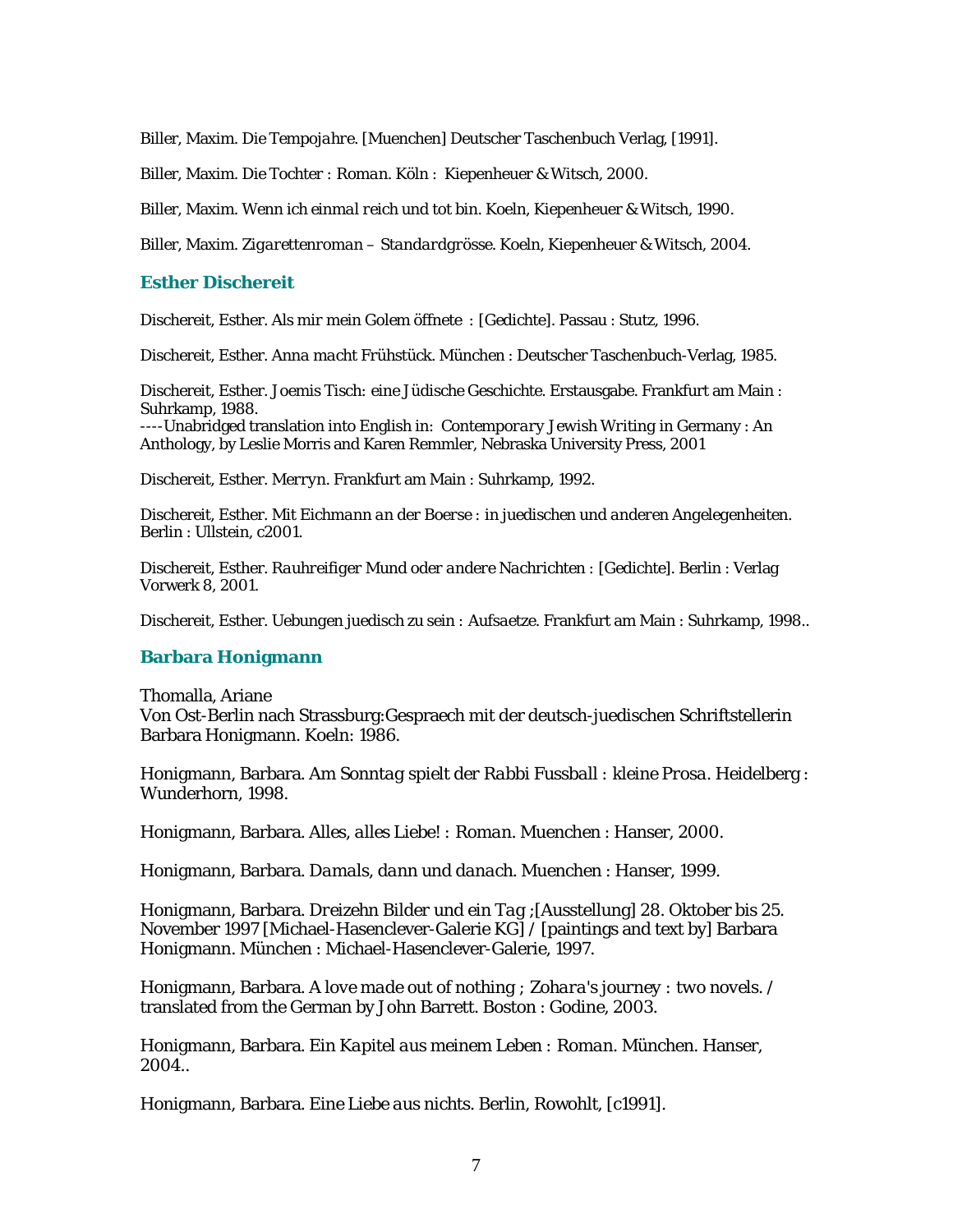Biller, Maxim. *Die Tempojahre*. [Muenchen] Deutscher Taschenbuch Verlag, [1991].

Biller, Maxim. *Die Tochter : Roman*. Köln : Kiepenheuer & Witsch, 2000.

Biller, Maxim. *Wenn ich einmal reich und tot bin*. Koeln, Kiepenheuer & Witsch, 1990.

Biller, Maxim. *Zigarettenroman – Standardgrösse*. Koeln, Kiepenheuer & Witsch, 2004.

### Esther Dischereit

Dischereit, Esther. *Als mir mein Golem öffnete* : [Gedichte]. Passau : Stutz, 1996.

Dischereit, Esther. *Anna macht Frühstück*. München : Deutscher Taschenbuch-Verlag, 1985.

Dischereit, Esther. *Joemis Tisch: eine Jüdische Geschichte*. Erstausgabe. Frankfurt am Main : Suhrkamp, 1988.
----Unabridged translation into English in: *Contemporary Jewish Writing in Germany : An Anthology*, by Leslie Morris and Karen Remmler, Nebraska University Press, 2001

Dischereit, Esther. *Merryn*. Frankfurt am Main : Suhrkamp, 1992.

Dischereit, Esther. *Mit Eichmann an der Boerse : in juedischen und anderen Angelegenheiten*. Berlin : Ullstein, c2001.

Dischereit, Esther. *Rauhreifiger Mund oder andere Nachrichten* : [Gedichte]. Berlin : Verlag Vorwerk 8, 2001.

Dischereit, Esther. *Uebungen juedisch zu sein : Aufsaetze*. Frankfurt am Main : Suhrkamp, 1998..

### Barbara Honigmann

Thomalla, Ariane
Von Ost-Berlin nach Strassburg:Gespraech mit der deutsch-juedischen Schriftstellerin Barbara Honigmann. Koeln: 1986.

Honigmann, Barbara. *Am Sonntag spielt der Rabbi Fussball : kleine Prosa*. Heidelberg : Wunderhorn, 1998.

Honigmann, Barbara. *Alles, alles Liebe! : Roman*. Muenchen : Hanser, 2000.

Honigmann, Barbara. *Damals, dann und danach*. Muenchen : Hanser, 1999.

Honigmann, Barbara. *Dreizehn Bilder und ein Tag* ;[Ausstellung] 28. Oktober bis 25. November 1997 [Michael-Hasenclever-Galerie KG] / [paintings and text by] Barbara Honigmann. München : Michael-Hasenclever-Galerie, 1997.

Honigmann, Barbara. *A love made out of nothing ; Zohara's journey : two novels*. / translated from the German by John Barrett. Boston : Godine, 2003.

Honigmann, Barbara. *Ein Kapitel aus meinem Leben : Roman*. München. Hanser, 2004..

Honigmann, Barbara. *Eine Liebe aus nichts*. Berlin, Rowohlt, [c1991].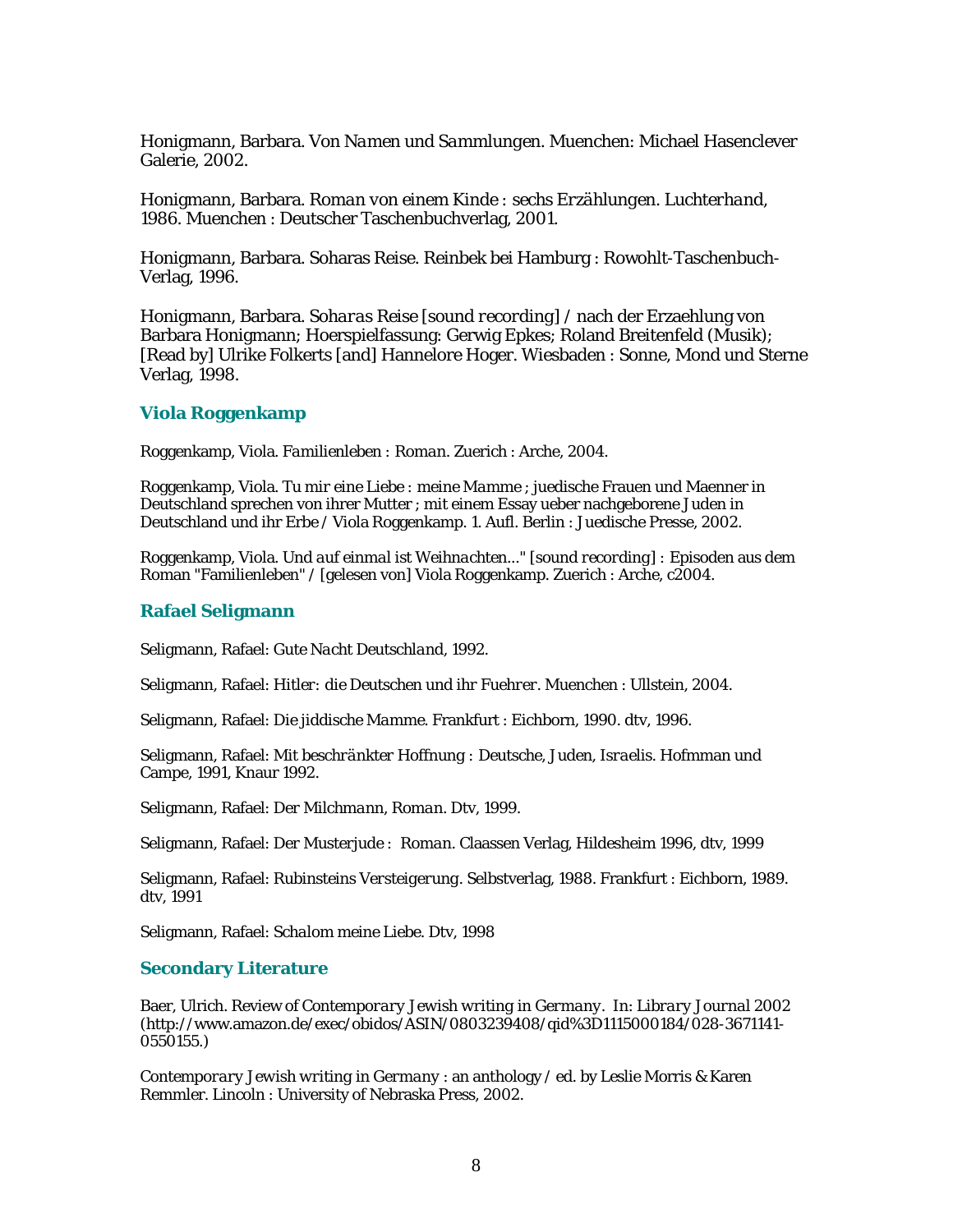Honigmann, Barbara. *Von Namen und Sammlungen*. Muenchen: Michael Hasenclever Galerie, 2002.

Honigmann, Barbara. *Roman von einem Kinde : sechs Erzählungen*. *Luchterhand*, 1986. Muenchen : Deutscher Taschenbuchverlag, 2001.

Honigmann, Barbara. Soharas Reise. Reinbek bei Hamburg : Rowohlt-Taschenbuch-Verlag, 1996.

Honigmann, Barbara. *Soharas Reise* [sound recording] / nach der Erzaehlung von Barbara Honigmann; Hoerspielfassung: Gerwig Epkes; Roland Breitenfeld (Musik); [Read by] Ulrike Folkerts [and] Hannelore Hoger. Wiesbaden : Sonne, Mond und Sterne Verlag, 1998.

### Viola Roggenkamp

Roggenkamp, Viola. *Familienleben : Roman*. Zuerich : Arche, 2004.

Roggenkamp, Viola. *Tu mir eine Liebe : meine Mamme ; juedische Frauen und Maenner in Deutschland sprechen von ihrer Mutter ; mit einem Essay ueber nachgeborene Juden in Deutschland und ihr Erbe* / Viola Roggenkamp. 1. Aufl. Berlin : Juedische Presse, 2002.

Roggenkamp, Viola. *Und auf einmal ist Weihnachten..." [sound recording] :* Episoden aus dem Roman "Familienleben" / [gelesen von] Viola Roggenkamp. Zuerich : Arche, c2004.

### Rafael Seligmann

Seligmann, Rafael: *Gute Nacht Deutschland*, 1992.

Seligmann, Rafael: *Hitler: die Deutschen und ihr Fuehrer*. Muenchen : Ullstein, 2004.

Seligmann, Rafael: *Die jiddische Mamme*. Frankfurt : Eichborn, 1990. dtv, 1996.

Seligmann, Rafael: *Mit beschränkter Hoffnung : Deutsche, Juden, Israelis*. Hofmman und Campe, 1991, Knaur 1992.

Seligmann, Rafael: *Der Milchmann, Roman*. Dtv, 1999.

Seligmann, Rafael: *Der Musterjude : Roman*. Claassen Verlag, Hildesheim 1996, dtv, 1999

Seligmann, Rafael: *Rubinsteins Versteigerung*. Selbstverlag, 1988. Frankfurt : Eichborn, 1989. dtv, 1991

Seligmann, Rafael: *Schalom meine Liebe*. Dtv, 1998

### Secondary Literature

Baer, Ulrich. Review of *Contemporary Jewish writing in Germany*. In: *Library Journal* 2002 (http://www.amazon.de/exec/obidos/ASIN/0803239408/qid%3D1115000184/028-3671141-0550155.)

*Contemporary Jewish writing in Germany : an anthology* / ed. by Leslie Morris & Karen Remmler. Lincoln : University of Nebraska Press, 2002.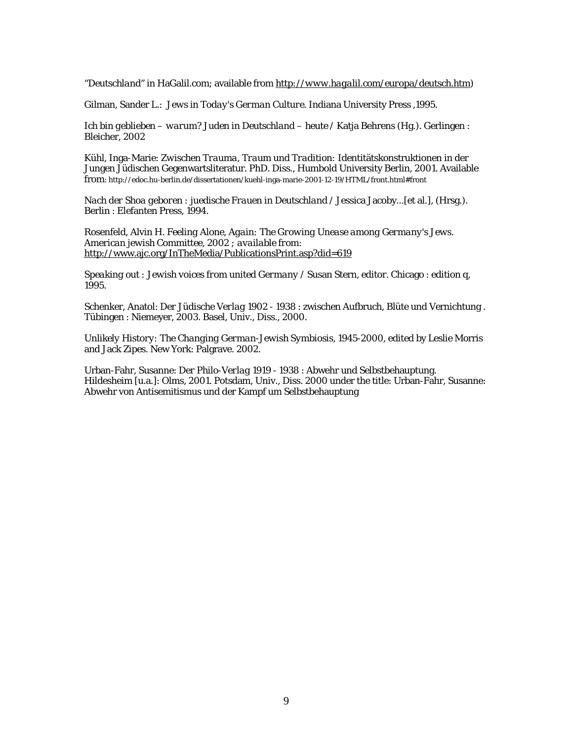"Deutschland" in HaGalil.com; available from http://www.hagalil.com/europa/deutsch.htm)

Gilman, Sander L.: Jews in Today's German Culture. Indiana University Press ,1995.

Ich bin geblieben – warum? Juden in Deutschland – heute / Katja Behrens (Hg.). Gerlingen : Bleicher, 2002

Kühl, Inga-Marie: Zwischen Trauma, Traum und Tradition: Identitätskonstruktionen in der Jungen Jüdischen Gegenwartsliteratur. PhD. Diss., Humbold University Berlin, 2001. Available from: http://edoc.hu-berlin.de/dissertationen/kuehl-inga-marie-2001-12-19/HTML/front.html#front

Nach der Shoa geboren : juedische Frauen in Deutschland / Jessica Jacoby...[et al.], (Hrsg.). Berlin : Elefanten Press, 1994.

Rosenfeld, Alvin H. Feeling Alone, Again: The Growing Unease among Germany's Jews. American jewish Committee, 2002 ; available from: http://www.ajc.org/InTheMedia/PublicationsPrint.asp?did=619

Speaking out : Jewish voices from united Germany / Susan Stern, editor. Chicago : edition q, 1995.

Schenker, Anatol: Der Jüdische Verlag 1902 - 1938 : zwischen Aufbruch, Blüte und Vernichtung . Tübingen : Niemeyer, 2003. Basel, Univ., Diss., 2000.

Unlikely History: The Changing German-Jewish Symbiosis, 1945-2000, edited by Leslie Morris and Jack Zipes. New York: Palgrave. 2002.

Urban-Fahr, Susanne: Der Philo-Verlag 1919 - 1938 : Abwehr und Selbstbehauptung. Hildesheim [u.a.]: Olms, 2001. Potsdam, Univ., Diss. 2000 under the title: Urban-Fahr, Susanne: Abwehr von Antisemitismus und der Kampf um Selbstbehauptung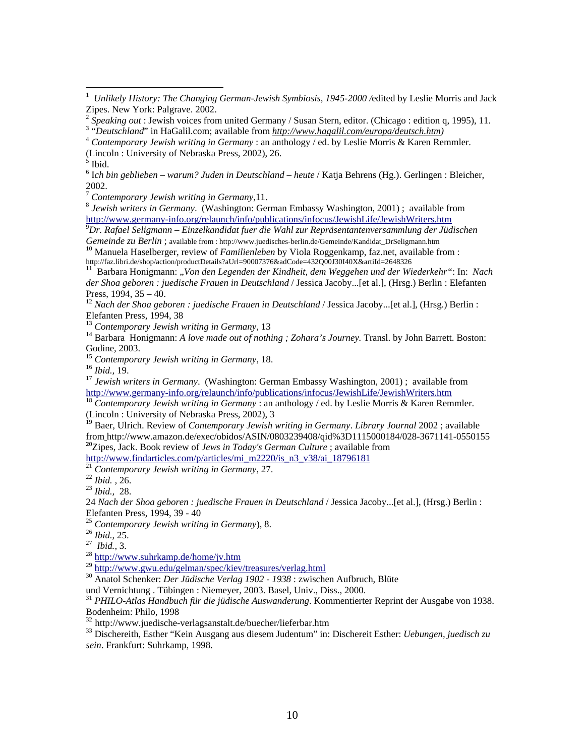[1] *Unlikely History: The Changing German-Jewish Symbiosis, 1945-2000* /edited by Leslie Morris and Jack Zipes. New York: Palgrave. 2002.

[2] *Speaking out* : Jewish voices from united Germany / Susan Stern, editor. (Chicago : edition q, 1995), 11.

[3] "*Deutschland*" in HaGalil.com; available from *http://www.hagalil.com/europa/deutsch.htm)*

[4] *Contemporary Jewish writing in Germany* : an anthology / ed. by Leslie Morris & Karen Remmler. (Lincoln : University of Nebraska Press, 2002), 26.

[5] Ibid.

[6] I*ch bin geblieben – warum? Juden in Deutschland – heute* / Katja Behrens (Hg.). Gerlingen : Bleicher, 2002.

[7] *Contemporary Jewish writing in Germany*,11.

[8] *Jewish writers in Germany*. (Washington: German Embassy Washington, 2001) ; available from http://www.germany-info.org/relaunch/info/publications/infocus/JewishLife/JewishWriters.htm

[9] *Dr. Rafael Seligmann – Einzelkandidat fuer die Wahl zur Repräsentantenversammlung der Jüdischen Gemeinde zu Berlin* ; available from : http://www.juedisches-berlin.de/Gemeinde/Kandidat_DrSeligmann.htm

[10] Manuela Haselberger, review of *Familienleben* by Viola Roggenkamp, faz.net, available from : http://faz.libri.de/shop/action/productDetails?aUrl=90007376&adCode=432Q00J30I40X&artiId=2648326

[11] Barbara Honigmann: „*Von den Legenden der Kindheit, dem Weggehen und der Wiederkehr"*: In: *Nach der Shoa geboren : juedische Frauen in Deutschland* / Jessica Jacoby...[et al.], (Hrsg.) Berlin : Elefanten Press, 1994, 35 – 40.

[12] *Nach der Shoa geboren : juedische Frauen in Deutschland* / Jessica Jacoby...[et al.], (Hrsg.) Berlin : Elefanten Press, 1994, 38

[13] *Contemporary Jewish writing in Germany*, 13

[14] Barbara Honigmann: *A love made out of nothing ; Zohara's Journey.* Transl. by John Barrett. Boston: Godine, 2003.

[15] *Contemporary Jewish writing in Germany*, 18.

[16] *Ibid.*, 19.

[17] *Jewish writers in Germany*. (Washington: German Embassy Washington, 2001) ; available from http://www.germany-info.org/relaunch/info/publications/infocus/JewishLife/JewishWriters.htm

[18] *Contemporary Jewish writing in Germany* : an anthology / ed. by Leslie Morris & Karen Remmler. (Lincoln : University of Nebraska Press, 2002), 3

[19] Baer, Ulrich. Review of *Contemporary Jewish writing in Germany*. *Library Journal* 2002 ; available from http://www.amazon.de/exec/obidos/ASIN/0803239408/qid%3D1115000184/028-3671141-0550155

**[20]** Zipes, Jack. Book review of *Jews in Today's German Culture* ; available from http://www.findarticles.com/p/articles/mi_m2220/is_n3_v38/ai_18796181

[21] *Contemporary Jewish writing in Germany*, 27.

[22] *Ibid.* , 26.

[23] *Ibid.*, 28.

24 *Nach der Shoa geboren : juedische Frauen in Deutschland* / Jessica Jacoby...[et al.], (Hrsg.) Berlin : Elefanten Press, 1994, 39 - 40

[25] *Contemporary Jewish writing in Germany*), 8.

[26] *Ibid.*, 25.

[27] *Ibid.*, 3.

[28] http://www.suhrkamp.de/home/jv.htm

[29] http://www.gwu.edu/gelman/spec/kiev/treasures/verlag.html

[30] Anatol Schenker: *Der Jüdische Verlag 1902 - 1938* : zwischen Aufbruch, Blüte und Vernichtung . Tübingen : Niemeyer, 2003. Basel, Univ., Diss., 2000.

[31] *PHILO-Atlas Handbuch für die jüdische Auswanderung*. Kommentierter Reprint der Ausgabe von 1938. Bodenheim: Philo, 1998

[32] http://www.juedische-verlagsanstalt.de/buecher/lieferbar.htm

[33] Dischereith, Esther "Kein Ausgang aus diesem Judentum" in: Dischereit Esther: *Uebungen, juedisch zu sein*. Frankfurt: Suhrkamp, 1998.